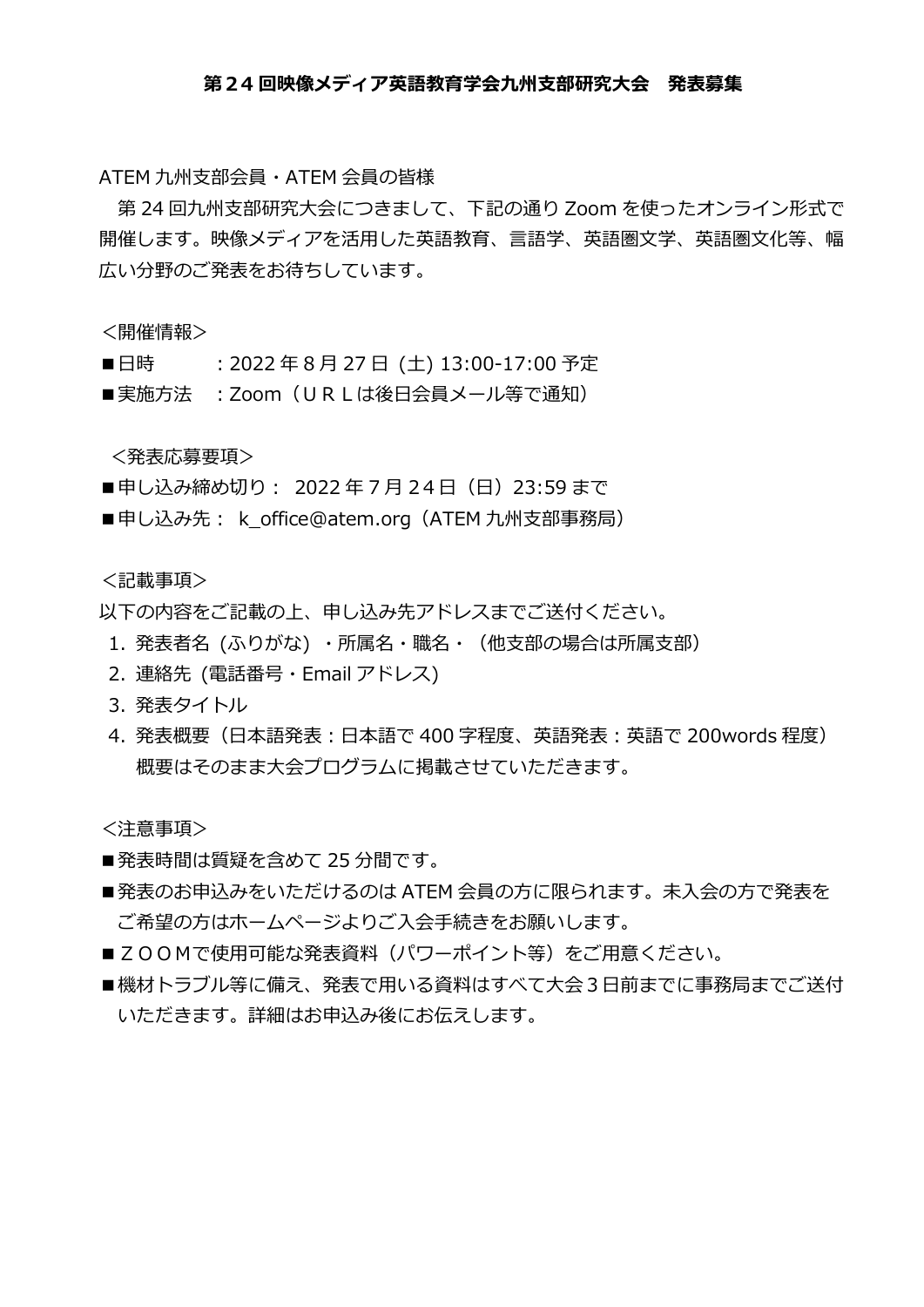# 第24回映像メディア英語教育学会九州支部研究大会　発表募集

ATEM 九州支部会員・ATEM 会員の皆様

第 24 回九州支部研究大会につきまして、下記の通り Zoom を使ったオンライン形式で開催します。映像メディアを活用した英語教育、言語学、英語圏文学、英語圏文化等、幅広い分野のご発表をお待ちしています。

＜開催情報＞

■日時　　　：2022 年 8 月 27 日 (土) 13:00-17:00 予定

■実施方法　：Zoom（ＵＲＬは後日会員メール等で通知）

＜発表応募要項＞

■申し込み締め切り： 2022 年 7 月 24日（日）23:59 まで

■申し込み先： k_office@atem.org（ATEM 九州支部事務局）

＜記載事項＞

以下の内容をご記載の上、申し込み先アドレスまでご送付ください。

1. 発表者名 (ふりがな) ・所属名・職名・（他支部の場合は所属支部）
2. 連絡先 (電話番号・Email アドレス)
3. 発表タイトル
4. 発表概要（日本語発表：日本語で 400 字程度、英語発表：英語で 200words 程度）
   概要はそのまま大会プログラムに掲載させていただきます。

＜注意事項＞

■発表時間は質疑を含めて 25 分間です。

■発表のお申込みをいただけるのは ATEM 会員の方に限られます。未入会の方で発表をご希望の方はホームページよりご入会手続きをお願いします。

■ＺＯＯＭで使用可能な発表資料（パワーポイント等）をご用意ください。

■機材トラブル等に備え、発表で用いる資料はすべて大会３日前までに事務局までご送付いただきます。詳細はお申込み後にお伝えします。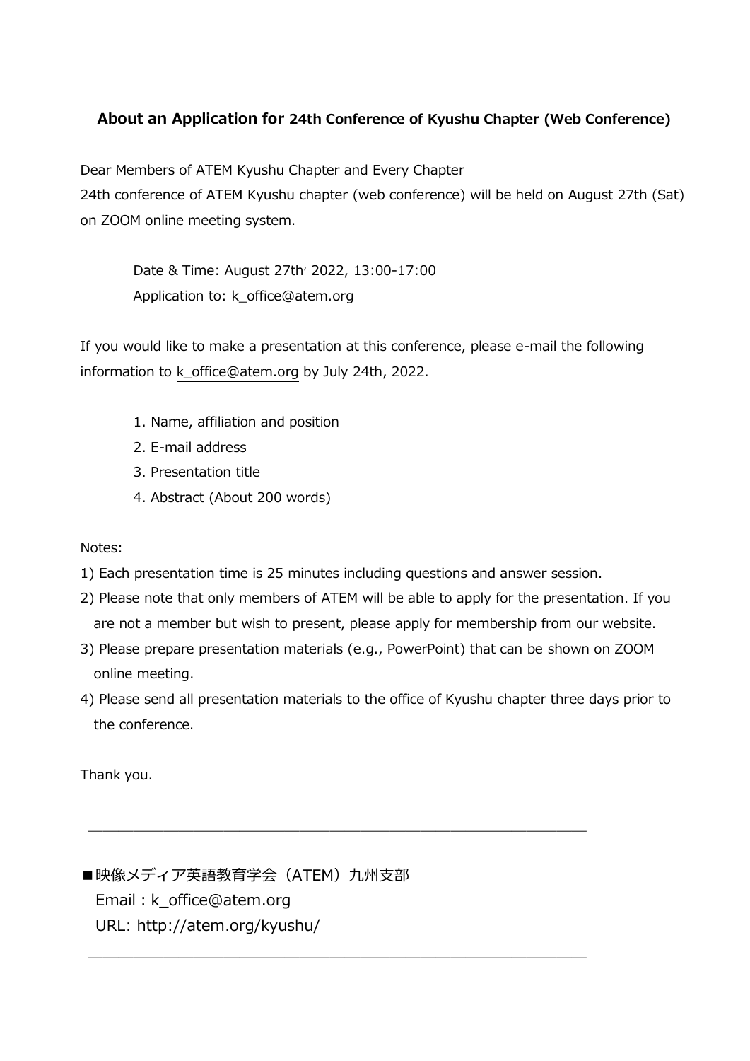## About an Application for 24th Conference of Kyushu Chapter (Web Conference)

Dear Members of ATEM Kyushu Chapter and Every Chapter

24th conference of ATEM Kyushu chapter (web conference) will be held on August 27th (Sat) on ZOOM online meeting system.

Date & Time: August 27th, 2022, 13:00-17:00

Application to: k_office@atem.org

If you would like to make a presentation at this conference, please e-mail the following information to k_office@atem.org by July 24th, 2022.

1. Name, affiliation and position
2. E-mail address
3. Presentation title
4. Abstract (About 200 words)

Notes:

1) Each presentation time is 25 minutes including questions and answer session.
2) Please note that only members of ATEM will be able to apply for the presentation. If you are not a member but wish to present, please apply for membership from our website.
3) Please prepare presentation materials (e.g., PowerPoint) that can be shown on ZOOM online meeting.
4) Please send all presentation materials to the office of Kyushu chapter three days prior to the conference.

Thank you.

---

■映像メディア英語教育学会（ATEM）九州支部

Email : k_office@atem.org

URL: http://atem.org/kyushu/

---